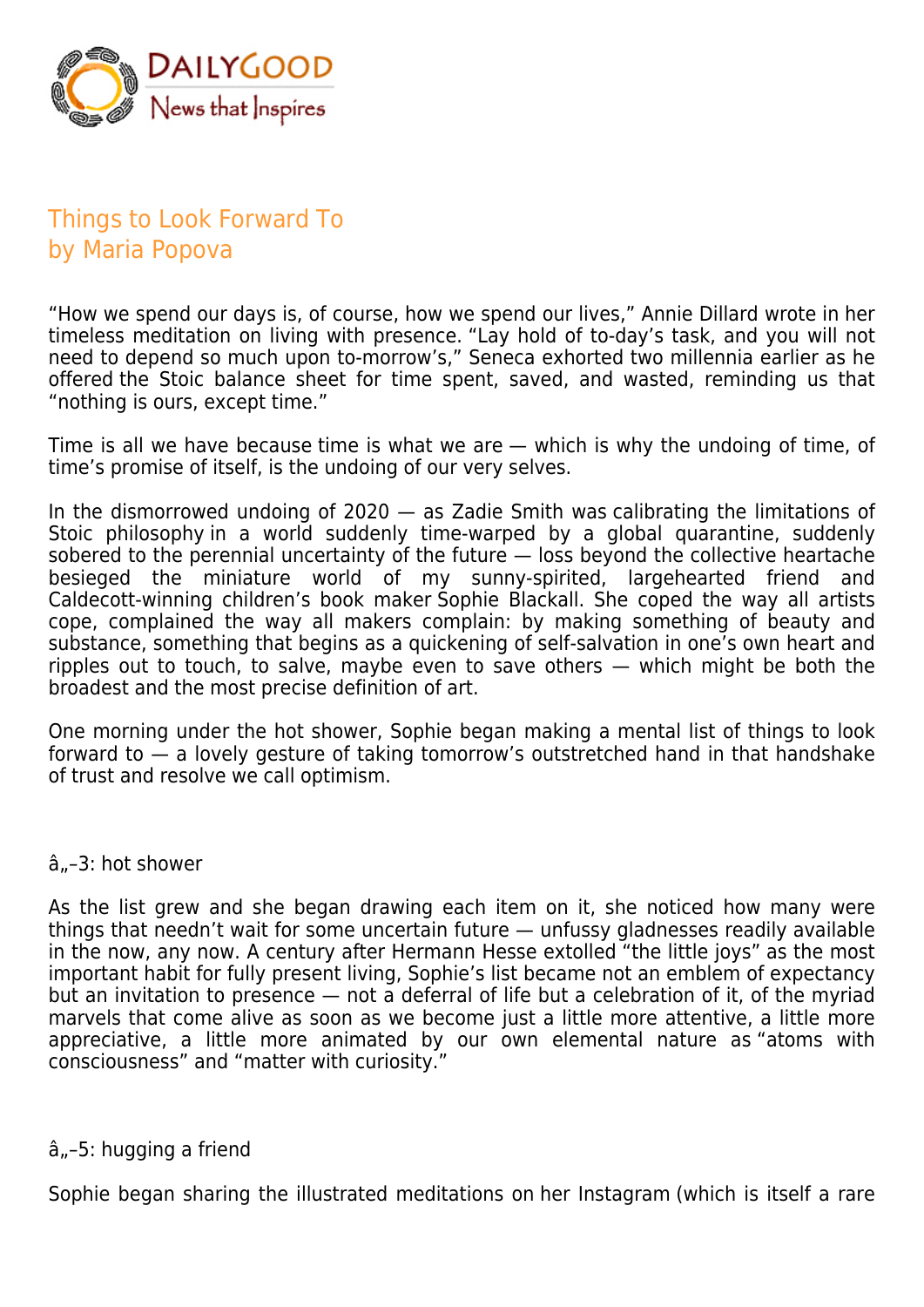# Things to Look Forward To
by Maria Popova

"How we spend our days is, of course, how we spend our lives," Annie Dillard wrote in her timeless meditation on living with presence. "Lay hold of to-day's task, and you will not need to depend so much upon to-morrow's," Seneca exhorted two millennia earlier as he offered the Stoic balance sheet for time spent, saved, and wasted, reminding us that "nothing is ours, except time."

Time is all we have because time is what we are — which is why the undoing of time, of time's promise of itself, is the undoing of our very selves.

In the dismorrowed undoing of 2020 — as Zadie Smith was calibrating the limitations of Stoic philosophy in a world suddenly time-warped by a global quarantine, suddenly sobered to the perennial uncertainty of the future — loss beyond the collective heartache besieged the miniature world of my sunny-spirited, largehearted friend and Caldecott-winning children's book maker Sophie Blackall. She coped the way all artists cope, complained the way all makers complain: by making something of beauty and substance, something that begins as a quickening of self-salvation in one's own heart and ripples out to touch, to salve, maybe even to save others — which might be both the broadest and the most precise definition of art.

One morning under the hot shower, Sophie began making a mental list of things to look forward to — a lovely gesture of taking tomorrow's outstretched hand in that handshake of trust and resolve we call optimism.

â„–3: hot shower

As the list grew and she began drawing each item on it, she noticed how many were things that needn't wait for some uncertain future — unfussy gladnesses readily available in the now, any now. A century after Hermann Hesse extolled "the little joys" as the most important habit for fully present living, Sophie's list became not an emblem of expectancy but an invitation to presence — not a deferral of life but a celebration of it, of the myriad marvels that come alive as soon as we become just a little more attentive, a little more appreciative, a little more animated by our own elemental nature as "atoms with consciousness" and "matter with curiosity."

â„–5: hugging a friend

Sophie began sharing the illustrated meditations on her Instagram (which is itself a rare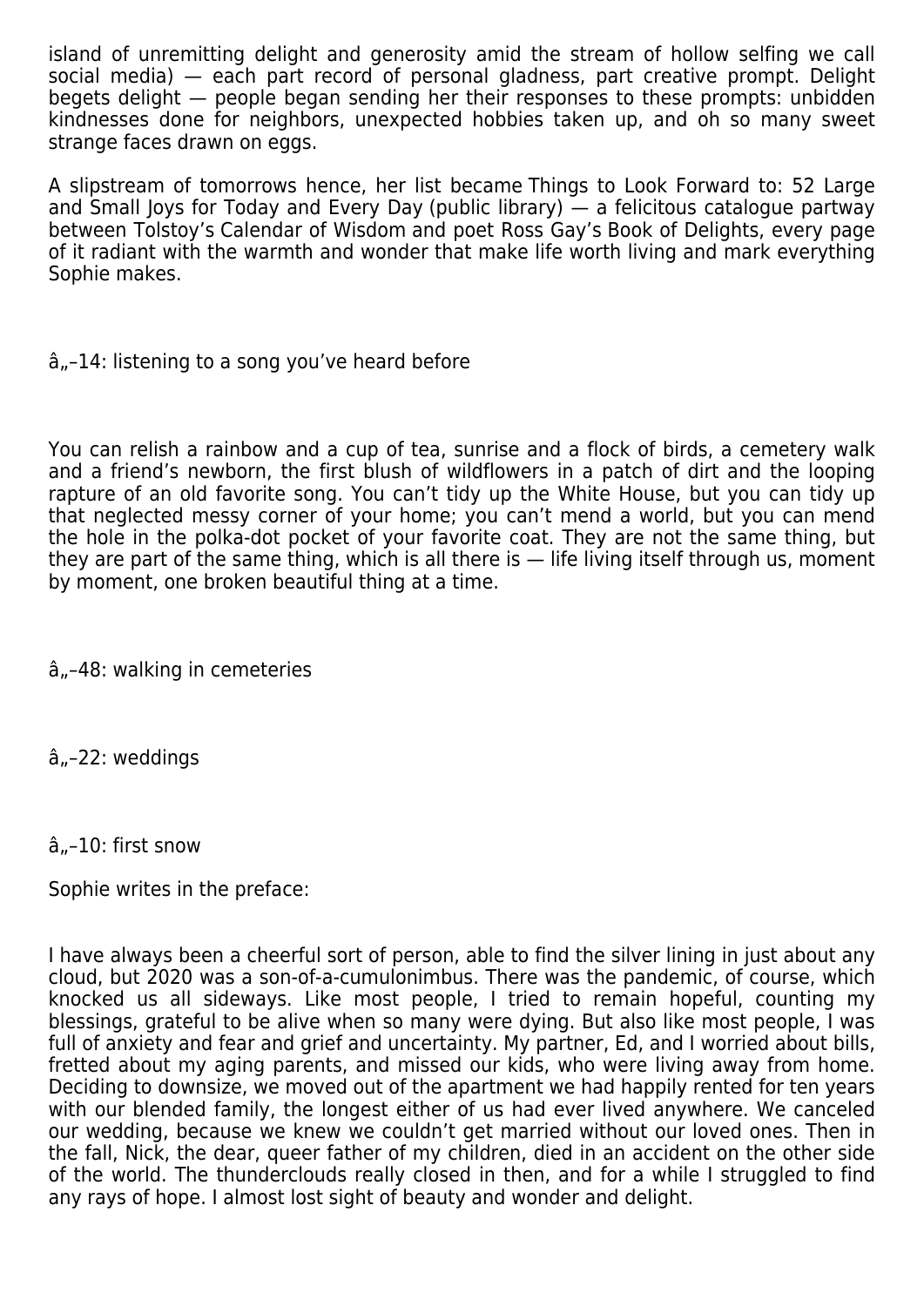island of unremitting delight and generosity amid the stream of hollow selfing we call social media) — each part record of personal gladness, part creative prompt. Delight begets delight — people began sending her their responses to these prompts: unbidden kindnesses done for neighbors, unexpected hobbies taken up, and oh so many sweet strange faces drawn on eggs.

A slipstream of tomorrows hence, her list became Things to Look Forward to: 52 Large and Small Joys for Today and Every Day (public library) — a felicitous catalogue partway between Tolstoy's Calendar of Wisdom and poet Ross Gay's Book of Delights, every page of it radiant with the warmth and wonder that make life worth living and mark everything Sophie makes.

â„–14: listening to a song you've heard before

You can relish a rainbow and a cup of tea, sunrise and a flock of birds, a cemetery walk and a friend's newborn, the first blush of wildflowers in a patch of dirt and the looping rapture of an old favorite song. You can't tidy up the White House, but you can tidy up that neglected messy corner of your home; you can't mend a world, but you can mend the hole in the polka-dot pocket of your favorite coat. They are not the same thing, but they are part of the same thing, which is all there is — life living itself through us, moment by moment, one broken beautiful thing at a time.

â„–48: walking in cemeteries

â„–22: weddings

â„–10: first snow

Sophie writes in the preface:

> I have always been a cheerful sort of person, able to find the silver lining in just about any cloud, but 2020 was a son-of-a-cumulonimbus. There was the pandemic, of course, which knocked us all sideways. Like most people, I tried to remain hopeful, counting my blessings, grateful to be alive when so many were dying. But also like most people, I was full of anxiety and fear and grief and uncertainty. My partner, Ed, and I worried about bills, fretted about my aging parents, and missed our kids, who were living away from home. Deciding to downsize, we moved out of the apartment we had happily rented for ten years with our blended family, the longest either of us had ever lived anywhere. We canceled our wedding, because we knew we couldn't get married without our loved ones. Then in the fall, Nick, the dear, queer father of my children, died in an accident on the other side of the world. The thunderclouds really closed in then, and for a while I struggled to find any rays of hope. I almost lost sight of beauty and wonder and delight.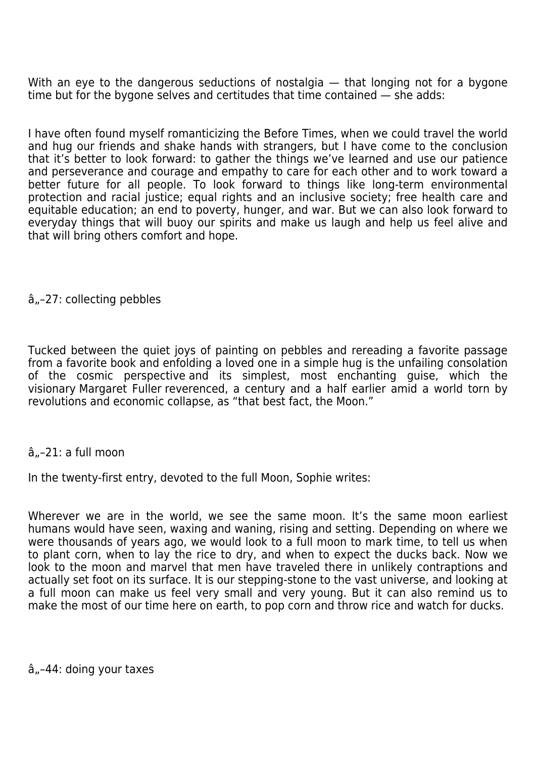With an eye to the dangerous seductions of nostalgia — that longing not for a bygone time but for the bygone selves and certitudes that time contained — she adds:

> I have often found myself romanticizing the Before Times, when we could travel the world and hug our friends and shake hands with strangers, but I have come to the conclusion that it's better to look forward: to gather the things we've learned and use our patience and perseverance and courage and empathy to care for each other and to work toward a better future for all people. To look forward to things like long-term environmental protection and racial justice; equal rights and an inclusive society; free health care and equitable education; an end to poverty, hunger, and war. But we can also look forward to everyday things that will buoy our spirits and make us laugh and help us feel alive and that will bring others comfort and hope.

â„–27: collecting pebbles

Tucked between the quiet joys of painting on pebbles and rereading a favorite passage from a favorite book and enfolding a loved one in a simple hug is the unfailing consolation of the cosmic perspective and its simplest, most enchanting guise, which the visionary Margaret Fuller reverenced, a century and a half earlier amid a world torn by revolutions and economic collapse, as "that best fact, the Moon."

â„–21: a full moon

In the twenty-first entry, devoted to the full Moon, Sophie writes:

> Wherever we are in the world, we see the same moon. It's the same moon earliest humans would have seen, waxing and waning, rising and setting. Depending on where we were thousands of years ago, we would look to a full moon to mark time, to tell us when to plant corn, when to lay the rice to dry, and when to expect the ducks back. Now we look to the moon and marvel that men have traveled there in unlikely contraptions and actually set foot on its surface. It is our stepping-stone to the vast universe, and looking at a full moon can make us feel very small and very young. But it can also remind us to make the most of our time here on earth, to pop corn and throw rice and watch for ducks.

â„–44: doing your taxes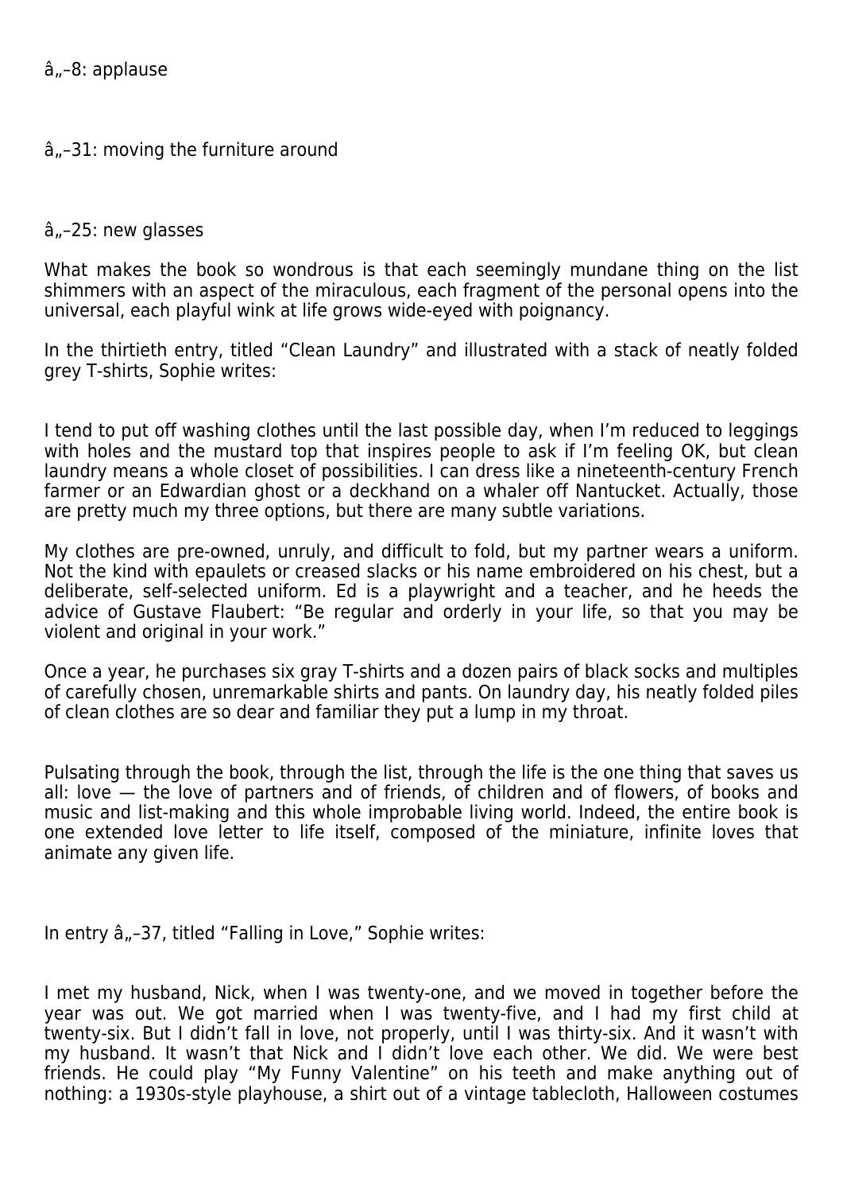â„–8: applause

â„–31: moving the furniture around

â„–25: new glasses

What makes the book so wondrous is that each seemingly mundane thing on the list shimmers with an aspect of the miraculous, each fragment of the personal opens into the universal, each playful wink at life grows wide-eyed with poignancy.

In the thirtieth entry, titled “Clean Laundry” and illustrated with a stack of neatly folded grey T-shirts, Sophie writes:

> I tend to put off washing clothes until the last possible day, when I’m reduced to leggings with holes and the mustard top that inspires people to ask if I’m feeling OK, but clean laundry means a whole closet of possibilities. I can dress like a nineteenth-century French farmer or an Edwardian ghost or a deckhand on a whaler off Nantucket. Actually, those are pretty much my three options, but there are many subtle variations.
>
> My clothes are pre-owned, unruly, and difficult to fold, but my partner wears a uniform. Not the kind with epaulets or creased slacks or his name embroidered on his chest, but a deliberate, self-selected uniform. Ed is a playwright and a teacher, and he heeds the advice of Gustave Flaubert: “Be regular and orderly in your life, so that you may be violent and original in your work.”
>
> Once a year, he purchases six gray T-shirts and a dozen pairs of black socks and multiples of carefully chosen, unremarkable shirts and pants. On laundry day, his neatly folded piles of clean clothes are so dear and familiar they put a lump in my throat.

Pulsating through the book, through the list, through the life is the one thing that saves us all: love — the love of partners and of friends, of children and of flowers, of books and music and list-making and this whole improbable living world. Indeed, the entire book is one extended love letter to life itself, composed of the miniature, infinite loves that animate any given life.

In entry â„–37, titled “Falling in Love,” Sophie writes:

> I met my husband, Nick, when I was twenty-one, and we moved in together before the year was out. We got married when I was twenty-five, and I had my first child at twenty-six. But I didn’t fall in love, not properly, until I was thirty-six. And it wasn’t with my husband. It wasn’t that Nick and I didn’t love each other. We did. We were best friends. He could play “My Funny Valentine” on his teeth and make anything out of nothing: a 1930s-style playhouse, a shirt out of a vintage tablecloth, Halloween costumes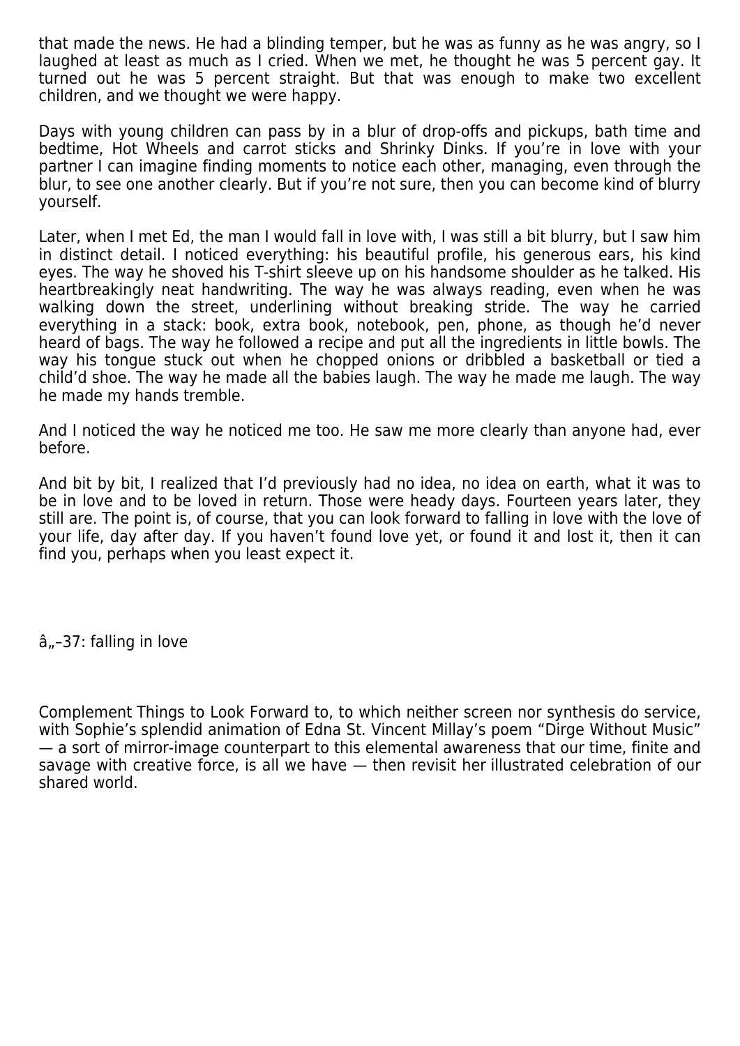that made the news. He had a blinding temper, but he was as funny as he was angry, so I laughed at least as much as I cried. When we met, he thought he was 5 percent gay. It turned out he was 5 percent straight. But that was enough to make two excellent children, and we thought we were happy.

Days with young children can pass by in a blur of drop-offs and pickups, bath time and bedtime, Hot Wheels and carrot sticks and Shrinky Dinks. If you're in love with your partner I can imagine finding moments to notice each other, managing, even through the blur, to see one another clearly. But if you're not sure, then you can become kind of blurry yourself.

Later, when I met Ed, the man I would fall in love with, I was still a bit blurry, but I saw him in distinct detail. I noticed everything: his beautiful profile, his generous ears, his kind eyes. The way he shoved his T-shirt sleeve up on his handsome shoulder as he talked. His heartbreakingly neat handwriting. The way he was always reading, even when he was walking down the street, underlining without breaking stride. The way he carried everything in a stack: book, extra book, notebook, pen, phone, as though he'd never heard of bags. The way he followed a recipe and put all the ingredients in little bowls. The way his tongue stuck out when he chopped onions or dribbled a basketball or tied a child'd shoe. The way he made all the babies laugh. The way he made me laugh. The way he made my hands tremble.

And I noticed the way he noticed me too. He saw me more clearly than anyone had, ever before.

And bit by bit, I realized that I'd previously had no idea, no idea on earth, what it was to be in love and to be loved in return. Those were heady days. Fourteen years later, they still are. The point is, of course, that you can look forward to falling in love with the love of your life, day after day. If you haven't found love yet, or found it and lost it, then it can find you, perhaps when you least expect it.

â„–37: falling in love

Complement Things to Look Forward to, to which neither screen nor synthesis do service, with Sophie's splendid animation of Edna St. Vincent Millay's poem "Dirge Without Music" — a sort of mirror-image counterpart to this elemental awareness that our time, finite and savage with creative force, is all we have — then revisit her illustrated celebration of our shared world.